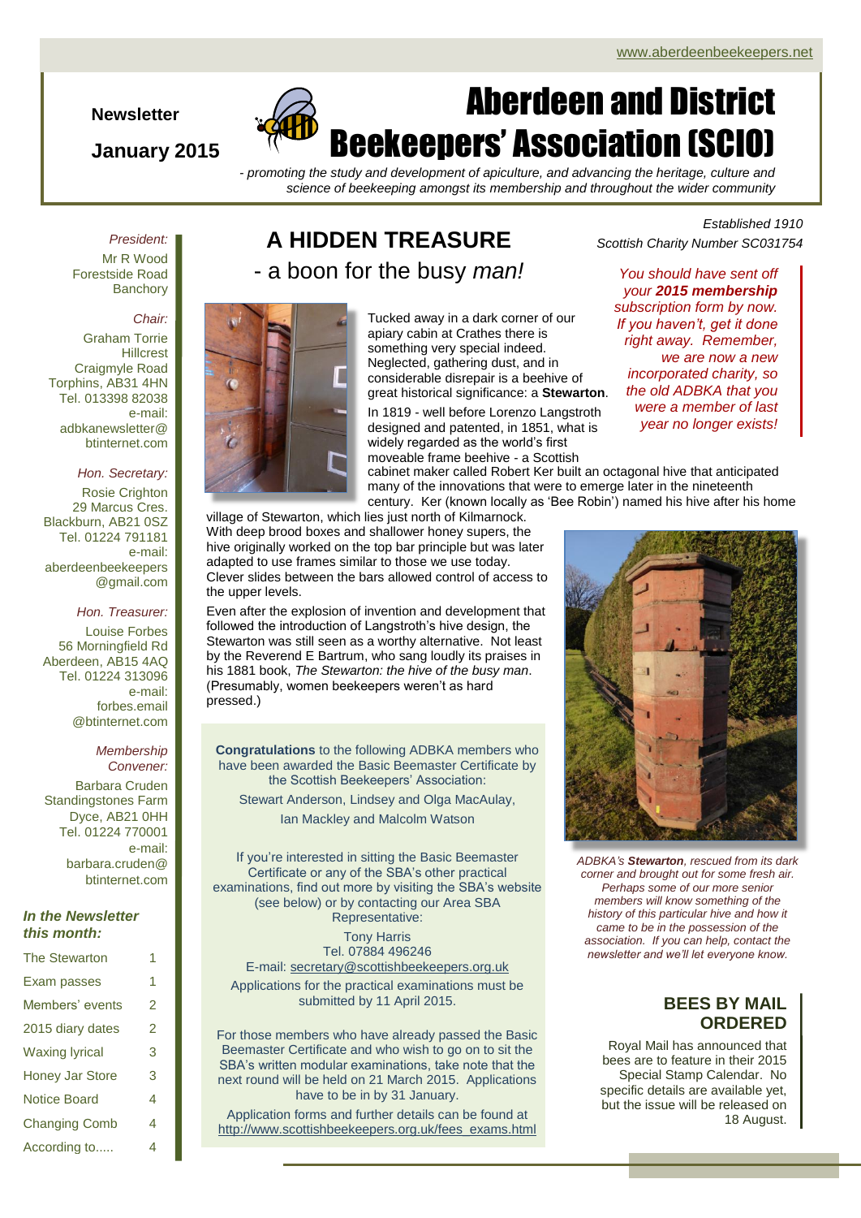www.aberdeenbeekeepers.net

**Newsletter**

**January 2015**

# Aberdeen and District Beekeepers' Association (SCIO)

*- promoting the study and development of apiculture, and advancing the heritage, culture and science of beekeeping amongst its membership and throughout the wider community*

*Established 1910*
*Scottish Charity Number SC031754*

*President:*
Mr R Wood
Forestside Road
Banchory

*Chair:*
Graham Torrie
Hillcrest
Craigmyle Road
Torphins, AB31 4HN
Tel. 013398 82038
e-mail:
adbkanewsletter@btinternet.com

*Hon. Secretary:*
Rosie Crighton
29 Marcus Cres.
Blackburn, AB21 0SZ
Tel. 01224 791181
e-mail:
aberdeenbeekeepers@gmail.com

*Hon. Treasurer:*
Louise Forbes
56 Morningfield Rd
Aberdeen, AB15 4AQ
Tel. 01224 313096
e-mail:
forbes.email@btinternet.com

*Membership Convener:*
Barbara Cruden
Standingstones Farm
Dyce, AB21 0HH
Tel. 01224 770001
e-mail:
barbara.cruden@btinternet.com

***In the Newsletter this month:***

| | |
|---|---|
| The Stewarton | 1 |
| Exam passes | 1 |
| Members' events | 2 |
| 2015 diary dates | 2 |
| Waxing lyrical | 3 |
| Honey Jar Store | 3 |
| Notice Board | 4 |
| Changing Comb | 4 |
| According to..... | 4 |

## A HIDDEN TREASURE

### - a boon for the busy *man!*

Tucked away in a dark corner of our apiary cabin at Crathes there is something very special indeed. Neglected, gathering dust, and in considerable disrepair is a beehive of great historical significance: a **Stewarton**.

In 1819 - well before Lorenzo Langstroth designed and patented, in 1851, what is widely regarded as the world's first moveable frame beehive - a Scottish cabinet maker called Robert Ker built an octagonal hive that anticipated many of the innovations that were to emerge later in the nineteenth century. Ker (known locally as 'Bee Robin') named his hive after his home village of Stewarton, which lies just north of Kilmarnock. With deep brood boxes and shallower honey supers, the hive originally worked on the top bar principle but was later adapted to use frames similar to those we use today. Clever slides between the bars allowed control of access to the upper levels.

Even after the explosion of invention and development that followed the introduction of Langstroth's hive design, the Stewarton was still seen as a worthy alternative. Not least by the Reverend E Bartrum, who sang loudly its praises in his 1881 book, *The Stewarton: the hive of the busy man*. (Presumably, women beekeepers weren't as hard pressed.)

*ADBKA's **Stewarton**, rescued from its dark corner and brought out for some fresh air. Perhaps some of our more senior members will know something of the history of this particular hive and how it came to be in the possession of the association. If you can help, contact the newsletter and we'll let everyone know.*

*You should have sent off your **2015 membership** subscription form by now. If you haven't, get it done right away. Remember, we are now a new incorporated charity, so the old ADBKA that you were a member of last year no longer exists!*

**Congratulations** to the following ADBKA members who have been awarded the Basic Beemaster Certificate by the Scottish Beekeepers' Association:

Stewart Anderson, Lindsey and Olga MacAulay, Ian Mackley and Malcolm Watson

If you're interested in sitting the Basic Beemaster Certificate or any of the SBA's other practical examinations, find out more by visiting the SBA's website (see below) or by contacting our Area SBA Representative:

Tony Harris
Tel. 07884 496246
E-mail: secretary@scottishbeekeepers.org.uk

Applications for the practical examinations must be submitted by 11 April 2015.

For those members who have already passed the Basic Beemaster Certificate and who wish to go on to sit the SBA's written modular examinations, take note that the next round will be held on 21 March 2015. Applications have to be in by 31 January.

Application forms and further details can be found at http://www.scottishbeekeepers.org.uk/fees_exams.html

## BEES BY MAIL ORDERED

Royal Mail has announced that bees are to feature in their 2015 Special Stamp Calendar. No specific details are available yet, but the issue will be released on 18 August.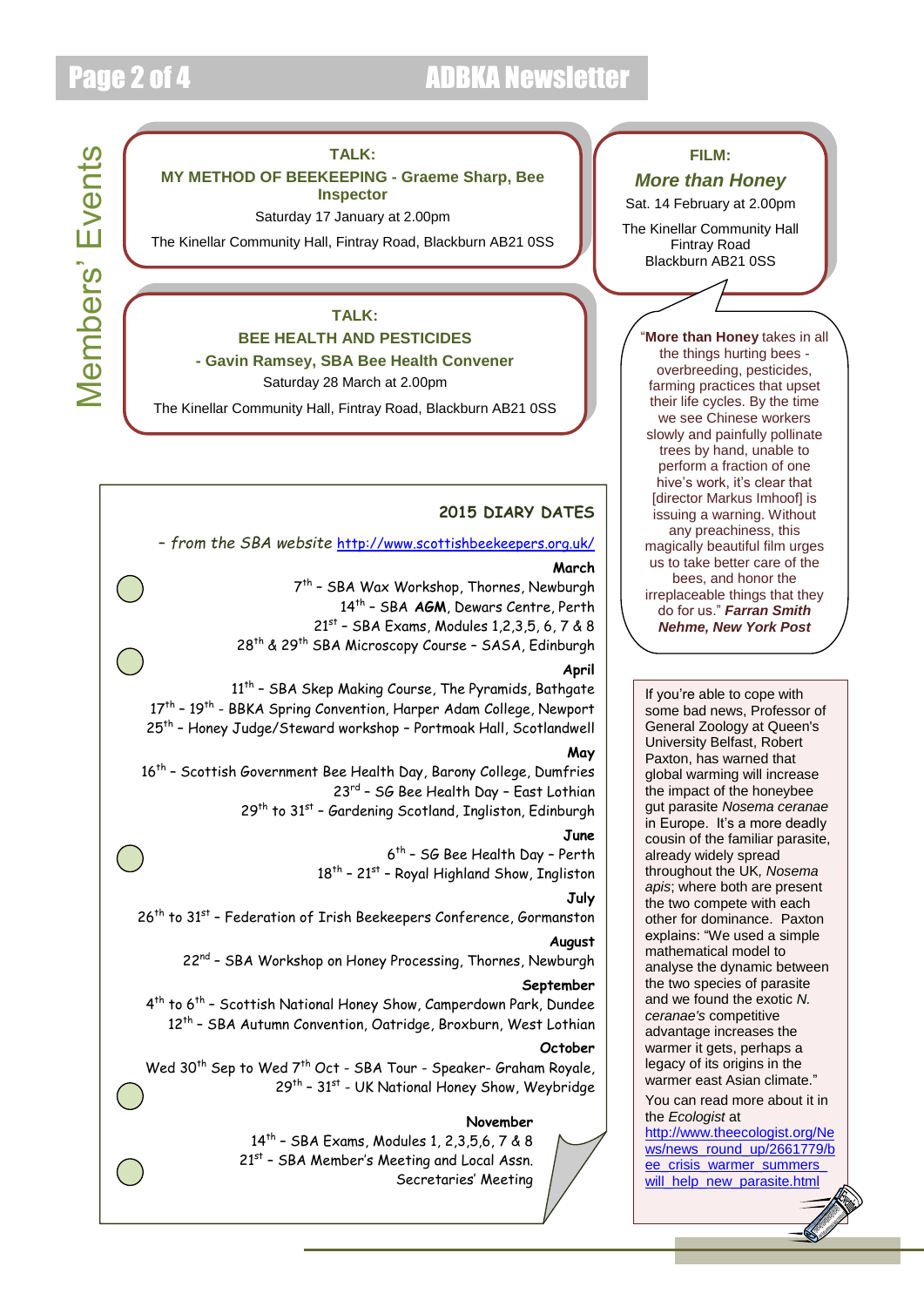# Members' Events

**TALK:**
**MY METHOD OF BEEKEEPING - Graeme Sharp, Bee Inspector**
Saturday 17 January at 2.00pm
The Kinellar Community Hall, Fintray Road, Blackburn AB21 0SS

**TALK:**
**BEE HEALTH AND PESTICIDES**
**- Gavin Ramsey, SBA Bee Health Convener**
Saturday 28 March at 2.00pm
The Kinellar Community Hall, Fintray Road, Blackburn AB21 0SS

**FILM:**
***More than Honey***
Sat. 14 February at 2.00pm
The Kinellar Community Hall
Fintray Road
Blackburn AB21 0SS

"**More than Honey** takes in all the things hurting bees - overbreeding, pesticides, farming practices that upset their life cycles. By the time we see Chinese workers slowly and painfully pollinate trees by hand, unable to perform a fraction of one hive's work, it's clear that [director Markus Imhoof] is issuing a warning. Without any preachiness, this magically beautiful film urges us to take better care of the bees, and honor the irreplaceable things that they do for us." ***Farran Smith Nehme, New York Post***

## 2015 DIARY DATES

*– from the SBA website* http://www.scottishbeekeepers.org.uk/

**March**
7th – SBA Wax Workshop, Thornes, Newburgh
14th – SBA **AGM**, Dewars Centre, Perth
21st – SBA Exams, Modules 1,2,3,5, 6, 7 & 8
28th & 29th SBA Microscopy Course – SASA, Edinburgh

**April**
11th – SBA Skep Making Course, The Pyramids, Bathgate
17th – 19th - BBKA Spring Convention, Harper Adam College, Newport
25th – Honey Judge/Steward workshop – Portmoak Hall, Scotlandwell

**May**
16th – Scottish Government Bee Health Day, Barony College, Dumfries
23rd – SG Bee Health Day – East Lothian
29th to 31st – Gardening Scotland, Ingliston, Edinburgh

**June**
6th – SG Bee Health Day – Perth
18th – 21st – Royal Highland Show, Ingliston

**July**
26th to 31st – Federation of Irish Beekeepers Conference, Gormanston

**August**
22nd – SBA Workshop on Honey Processing, Thornes, Newburgh

**September**
4th to 6th – Scottish National Honey Show, Camperdown Park, Dundee
12th – SBA Autumn Convention, Oatridge, Broxburn, West Lothian

**October**
Wed 30th Sep to Wed 7th Oct - SBA Tour - Speaker- Graham Royale,
29th – 31st - UK National Honey Show, Weybridge

**November**
14th – SBA Exams, Modules 1, 2,3,5,6, 7 & 8
21st – SBA Member's Meeting and Local Assn. Secretaries' Meeting

---

If you're able to cope with some bad news, Professor of General Zoology at Queen's University Belfast, Robert Paxton, has warned that global warming will increase the impact of the honeybee gut parasite *Nosema ceranae* in Europe. It's a more deadly cousin of the familiar parasite, already widely spread throughout the UK, *Nosema apis*; where both are present the two compete with each other for dominance. Paxton explains: "We used a simple mathematical model to analyse the dynamic between the two species of parasite and we found the exotic *N. ceranae's* competitive advantage increases the warmer it gets, perhaps a legacy of its origins in the warmer east Asian climate."

You can read more about it in the *Ecologist* at http://www.theecologist.org/News/news_round_up/2661779/bee_crisis_warmer_summers_will_help_new_parasite.html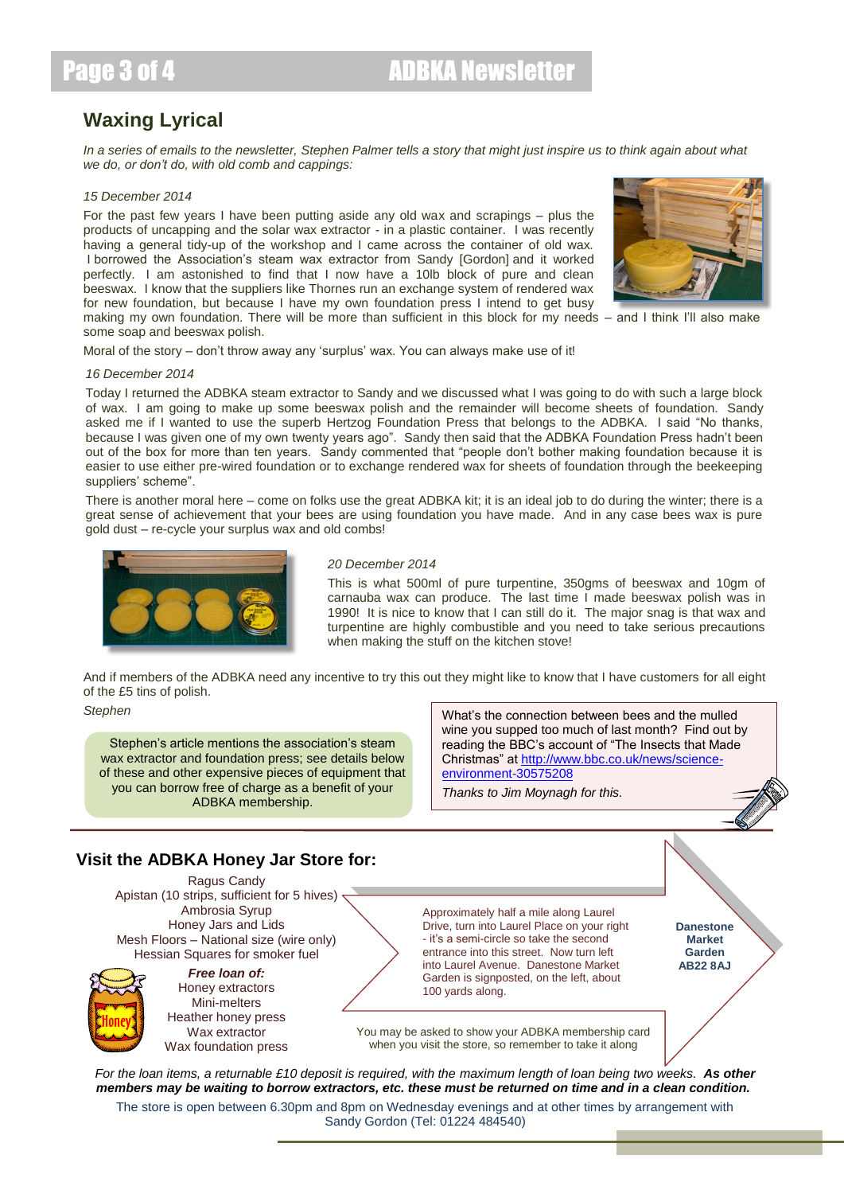## Waxing Lyrical

*In a series of emails to the newsletter, Stephen Palmer tells a story that might just inspire us to think again about what we do, or don't do, with old comb and cappings:*

*15 December 2014*

For the past few years I have been putting aside any old wax and scrapings – plus the products of uncapping and the solar wax extractor - in a plastic container. I was recently having a general tidy-up of the workshop and I came across the container of old wax. I borrowed the Association's steam wax extractor from Sandy [Gordon] and it worked perfectly. I am astonished to find that I now have a 10lb block of pure and clean beeswax. I know that the suppliers like Thornes run an exchange system of rendered wax for new foundation, but because I have my own foundation press I intend to get busy making my own foundation. There will be more than sufficient in this block for my needs – and I think I'll also make some soap and beeswax polish.

Moral of the story – don't throw away any 'surplus' wax. You can always make use of it!

*16 December 2014*

Today I returned the ADBKA steam extractor to Sandy and we discussed what I was going to do with such a large block of wax. I am going to make up some beeswax polish and the remainder will become sheets of foundation. Sandy asked me if I wanted to use the superb Hertzog Foundation Press that belongs to the ADBKA. I said "No thanks, because I was given one of my own twenty years ago". Sandy then said that the ADBKA Foundation Press hadn't been out of the box for more than ten years. Sandy commented that "people don't bother making foundation because it is easier to use either pre-wired foundation or to exchange rendered wax for sheets of foundation through the beekeeping suppliers' scheme".

There is another moral here – come on folks use the great ADBKA kit; it is an ideal job to do during the winter; there is a great sense of achievement that your bees are using foundation you have made. And in any case bees wax is pure gold dust – re-cycle your surplus wax and old combs!

*20 December 2014*

This is what 500ml of pure turpentine, 350gms of beeswax and 10gm of carnauba wax can produce. The last time I made beeswax polish was in 1990! It is nice to know that I can still do it. The major snag is that wax and turpentine are highly combustible and you need to take serious precautions when making the stuff on the kitchen stove!

And if members of the ADBKA need any incentive to try this out they might like to know that I have customers for all eight of the £5 tins of polish.

*Stephen*

Stephen's article mentions the association's steam wax extractor and foundation press; see details below of these and other expensive pieces of equipment that you can borrow free of charge as a benefit of your ADBKA membership.

What's the connection between bees and the mulled wine you supped too much of last month? Find out by reading the BBC's account of "The Insects that Made Christmas" at http://www.bbc.co.uk/news/science-environment-30575208

*Thanks to Jim Moynagh for this.*

## Visit the ADBKA Honey Jar Store for:

- Ragus Candy
- Apistan (10 strips, sufficient for 5 hives)
- Ambrosia Syrup
- Honey Jars and Lids
- Mesh Floors – National size (wire only)
- Hessian Squares for smoker fuel

***Free loan of:***

- Honey extractors
- Mini-melters
- Heather honey press
- Wax extractor
- Wax foundation press

Approximately half a mile along Laurel Drive, turn into Laurel Place on your right - it's a semi-circle so take the second entrance into this street. Now turn left into Laurel Avenue. Danestone Market Garden is signposted, on the left, about 100 yards along.

**Danestone Market Garden AB22 8AJ**

You may be asked to show your ADBKA membership card when you visit the store, so remember to take it along

*For the loan items, a returnable £10 deposit is required, with the maximum length of loan being two weeks.* ***As other members may be waiting to borrow extractors, etc. these must be returned on time and in a clean condition.***

The store is open between 6.30pm and 8pm on Wednesday evenings and at other times by arrangement with Sandy Gordon (Tel: 01224 484540)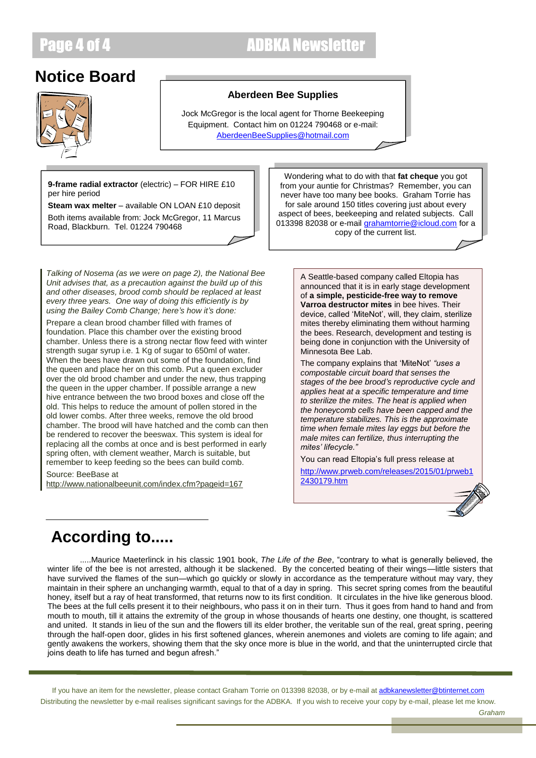## Notice Board

### Aberdeen Bee Supplies

Jock McGregor is the local agent for Thorne Beekeeping Equipment. Contact him on 01224 790468 or e-mail: AberdeenBeeSupplies@hotmail.com

**9-frame radial extractor** (electric) – FOR HIRE £10 per hire period

**Steam wax melter** – available ON LOAN £10 deposit

Both items available from: Jock McGregor, 11 Marcus Road, Blackburn. Tel. 01224 790468

Wondering what to do with that **fat cheque** you got from your auntie for Christmas? Remember, you can never have too many bee books. Graham Torrie has for sale around 150 titles covering just about every aspect of bees, beekeeping and related subjects. Call 013398 82038 or e-mail grahamtorrie@icloud.com for a copy of the current list.

*Talking of Nosema (as we were on page 2), the National Bee Unit advises that, as a precaution against the build up of this and other diseases, brood comb should be replaced at least every three years. One way of doing this efficiently is by using the Bailey Comb Change; here's how it's done:*

Prepare a clean brood chamber filled with frames of foundation. Place this chamber over the existing brood chamber. Unless there is a strong nectar flow feed with winter strength sugar syrup i.e. 1 Kg of sugar to 650ml of water. When the bees have drawn out some of the foundation, find the queen and place her on this comb. Put a queen excluder over the old brood chamber and under the new, thus trapping the queen in the upper chamber. If possible arrange a new hive entrance between the two brood boxes and close off the old. This helps to reduce the amount of pollen stored in the old lower combs. After three weeks, remove the old brood chamber. The brood will have hatched and the comb can then be rendered to recover the beeswax. This system is ideal for replacing all the combs at once and is best performed in early spring often, with clement weather, March is suitable, but remember to keep feeding so the bees can build comb.

Source: BeeBase at http://www.nationalbeeunit.com/index.cfm?pageid=167

A Seattle-based company called Eltopia has announced that it is in early stage development of **a simple, pesticide-free way to remove Varroa destructor mites** in bee hives. Their device, called 'MiteNot', will, they claim, sterilize mites thereby eliminating them without harming the bees. Research, development and testing is being done in conjunction with the University of Minnesota Bee Lab.

The company explains that 'MiteNot' *"uses a compostable circuit board that senses the stages of the bee brood's reproductive cycle and applies heat at a specific temperature and time to sterilize the mites. The heat is applied when the honeycomb cells have been capped and the temperature stabilizes. This is the approximate time when female mites lay eggs but before the male mites can fertilize, thus interrupting the mites' lifecycle."*

You can read Eltopia's full press release at http://www.prweb.com/releases/2015/01/prweb12430179.htm

## According to.....

.....Maurice Maeterlinck in his classic 1901 book, *The Life of the Bee*, "contrary to what is generally believed, the winter life of the bee is not arrested, although it be slackened. By the concerted beating of their wings—little sisters that have survived the flames of the sun—which go quickly or slowly in accordance as the temperature without may vary, they maintain in their sphere an unchanging warmth, equal to that of a day in spring. This secret spring comes from the beautiful honey, itself but a ray of heat transformed, that returns now to its first condition. It circulates in the hive like generous blood. The bees at the full cells present it to their neighbours, who pass it on in their turn. Thus it goes from hand to hand and from mouth to mouth, till it attains the extremity of the group in whose thousands of hearts one destiny, one thought, is scattered and united. It stands in lieu of the sun and the flowers till its elder brother, the veritable sun of the real, great spring, peering through the half-open door, glides in his first softened glances, wherein anemones and violets are coming to life again; and gently awakens the workers, showing them that the sky once more is blue in the world, and that the uninterrupted circle that joins death to life has turned and begun afresh."

If you have an item for the newsletter, please contact Graham Torrie on 013398 82038, or by e-mail at adbkanewsletter@btinternet.com

Distributing the newsletter by e-mail realises significant savings for the ADBKA. If you wish to receive your copy by e-mail, please let me know.

*Graham*